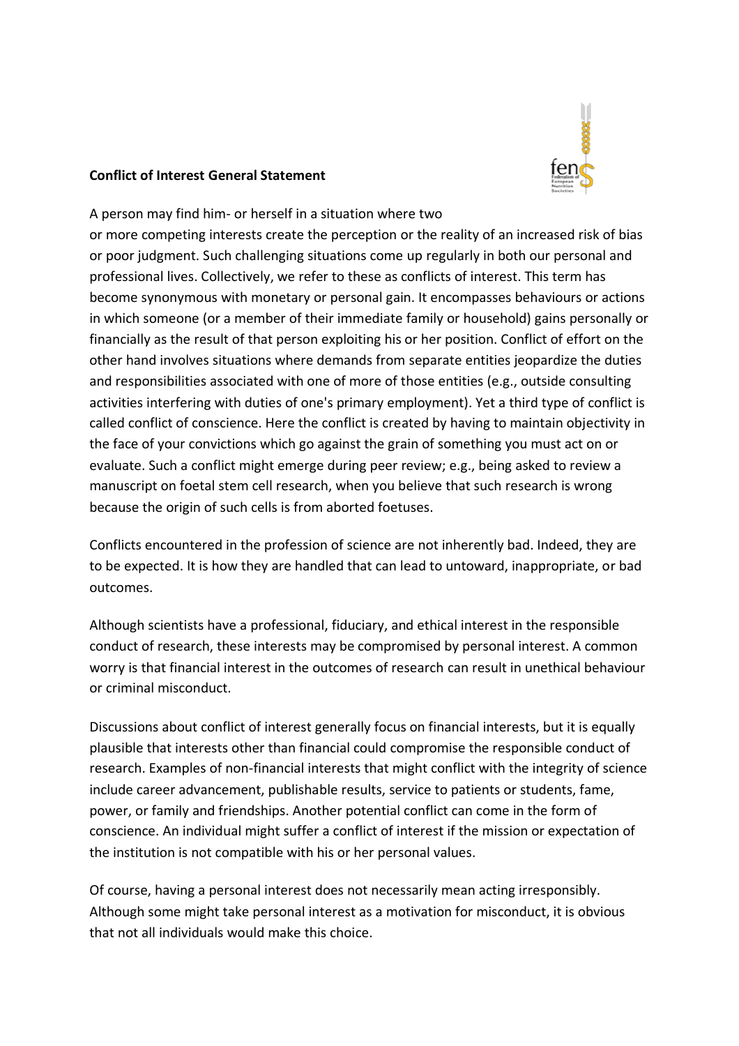**Conflict of Interest General Statement**

A person may find him- or herself in a situation where two or more competing interests create the perception or the reality of an increased risk of bias or poor judgment. Such challenging situations come up regularly in both our personal and professional lives. Collectively, we refer to these as conflicts of interest. This term has become synonymous with monetary or personal gain. It encompasses behaviours or actions in which someone (or a member of their immediate family or household) gains personally or financially as the result of that person exploiting his or her position. Conflict of effort on the other hand involves situations where demands from separate entities jeopardize the duties and responsibilities associated with one of more of those entities (e.g., outside consulting activities interfering with duties of one's primary employment). Yet a third type of conflict is called conflict of conscience. Here the conflict is created by having to maintain objectivity in the face of your convictions which go against the grain of something you must act on or evaluate. Such a conflict might emerge during peer review; e.g., being asked to review a manuscript on foetal stem cell research, when you believe that such research is wrong because the origin of such cells is from aborted foetuses.

Conflicts encountered in the profession of science are not inherently bad. Indeed, they are to be expected. It is how they are handled that can lead to untoward, inappropriate, or bad outcomes.

Although scientists have a professional, fiduciary, and ethical interest in the responsible conduct of research, these interests may be compromised by personal interest. A common worry is that financial interest in the outcomes of research can result in unethical behaviour or criminal misconduct.

Discussions about conflict of interest generally focus on financial interests, but it is equally plausible that interests other than financial could compromise the responsible conduct of research. Examples of non-financial interests that might conflict with the integrity of science include career advancement, publishable results, service to patients or students, fame, power, or family and friendships. Another potential conflict can come in the form of conscience. An individual might suffer a conflict of interest if the mission or expectation of the institution is not compatible with his or her personal values.

Of course, having a personal interest does not necessarily mean acting irresponsibly. Although some might take personal interest as a motivation for misconduct, it is obvious that not all individuals would make this choice.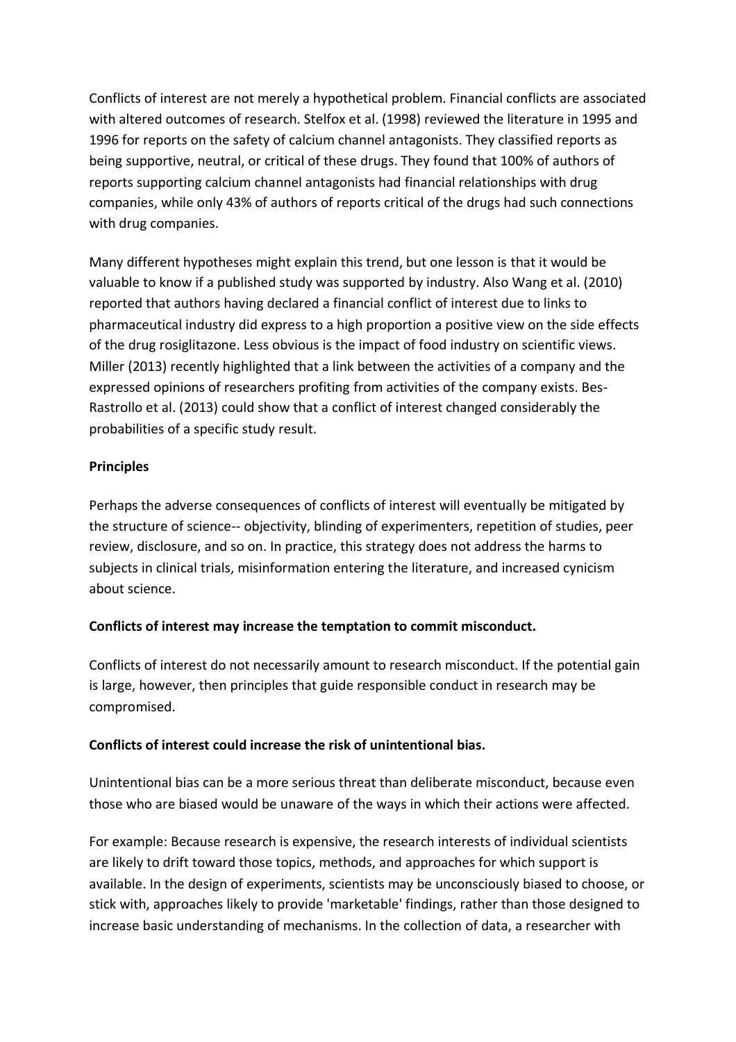Conflicts of interest are not merely a hypothetical problem. Financial conflicts are associated with altered outcomes of research. Stelfox et al. (1998) reviewed the literature in 1995 and 1996 for reports on the safety of calcium channel antagonists. They classified reports as being supportive, neutral, or critical of these drugs. They found that 100% of authors of reports supporting calcium channel antagonists had financial relationships with drug companies, while only 43% of authors of reports critical of the drugs had such connections with drug companies.

Many different hypotheses might explain this trend, but one lesson is that it would be valuable to know if a published study was supported by industry. Also Wang et al. (2010) reported that authors having declared a financial conflict of interest due to links to pharmaceutical industry did express to a high proportion a positive view on the side effects of the drug rosiglitazone. Less obvious is the impact of food industry on scientific views. Miller (2013) recently highlighted that a link between the activities of a company and the expressed opinions of researchers profiting from activities of the company exists. Bes-Rastrollo et al. (2013) could show that a conflict of interest changed considerably the probabilities of a specific study result.

**Principles**

Perhaps the adverse consequences of conflicts of interest will eventually be mitigated by the structure of science-- objectivity, blinding of experimenters, repetition of studies, peer review, disclosure, and so on. In practice, this strategy does not address the harms to subjects in clinical trials, misinformation entering the literature, and increased cynicism about science.

**Conflicts of interest may increase the temptation to commit misconduct.**

Conflicts of interest do not necessarily amount to research misconduct. If the potential gain is large, however, then principles that guide responsible conduct in research may be compromised.

**Conflicts of interest could increase the risk of unintentional bias.**

Unintentional bias can be a more serious threat than deliberate misconduct, because even those who are biased would be unaware of the ways in which their actions were affected.

For example: Because research is expensive, the research interests of individual scientists are likely to drift toward those topics, methods, and approaches for which support is available. In the design of experiments, scientists may be unconsciously biased to choose, or stick with, approaches likely to provide 'marketable' findings, rather than those designed to increase basic understanding of mechanisms. In the collection of data, a researcher with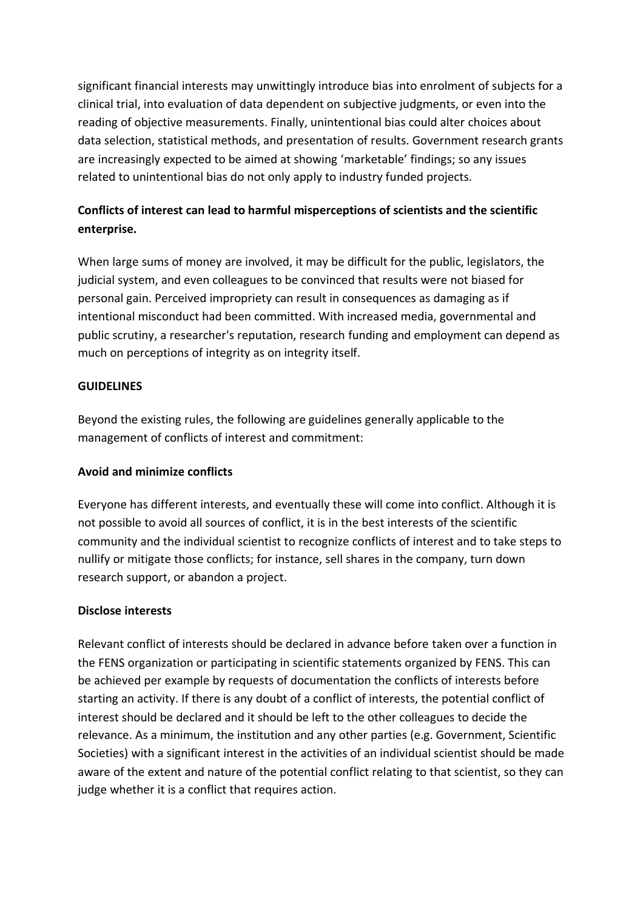significant financial interests may unwittingly introduce bias into enrolment of subjects for a clinical trial, into evaluation of data dependent on subjective judgments, or even into the reading of objective measurements. Finally, unintentional bias could alter choices about data selection, statistical methods, and presentation of results. Government research grants are increasingly expected to be aimed at showing 'marketable' findings; so any issues related to unintentional bias do not only apply to industry funded projects.

**Conflicts of interest can lead to harmful misperceptions of scientists and the scientific enterprise.**

When large sums of money are involved, it may be difficult for the public, legislators, the judicial system, and even colleagues to be convinced that results were not biased for personal gain. Perceived impropriety can result in consequences as damaging as if intentional misconduct had been committed. With increased media, governmental and public scrutiny, a researcher's reputation, research funding and employment can depend as much on perceptions of integrity as on integrity itself.

**GUIDELINES**

Beyond the existing rules, the following are guidelines generally applicable to the management of conflicts of interest and commitment:

**Avoid and minimize conflicts**

Everyone has different interests, and eventually these will come into conflict. Although it is not possible to avoid all sources of conflict, it is in the best interests of the scientific community and the individual scientist to recognize conflicts of interest and to take steps to nullify or mitigate those conflicts; for instance, sell shares in the company, turn down research support, or abandon a project.

**Disclose interests**

Relevant conflict of interests should be declared in advance before taken over a function in the FENS organization or participating in scientific statements organized by FENS. This can be achieved per example by requests of documentation the conflicts of interests before starting an activity. If there is any doubt of a conflict of interests, the potential conflict of interest should be declared and it should be left to the other colleagues to decide the relevance. As a minimum, the institution and any other parties (e.g. Government, Scientific Societies) with a significant interest in the activities of an individual scientist should be made aware of the extent and nature of the potential conflict relating to that scientist, so they can judge whether it is a conflict that requires action.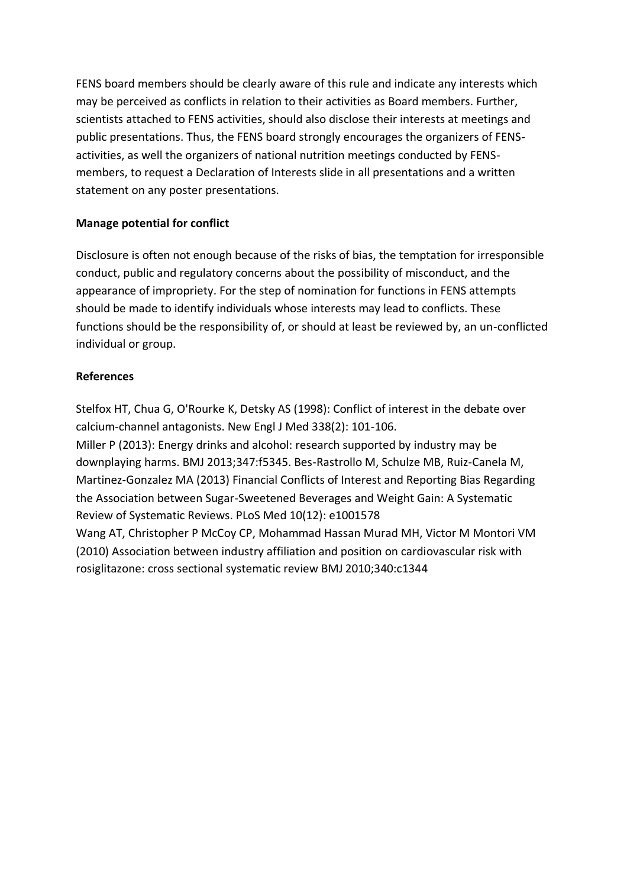FENS board members should be clearly aware of this rule and indicate any interests which may be perceived as conflicts in relation to their activities as Board members. Further, scientists attached to FENS activities, should also disclose their interests at meetings and public presentations. Thus, the FENS board strongly encourages the organizers of FENS-activities, as well the organizers of national nutrition meetings conducted by FENS-members, to request a Declaration of Interests slide in all presentations and a written statement on any poster presentations.

**Manage potential for conflict**

Disclosure is often not enough because of the risks of bias, the temptation for irresponsible conduct, public and regulatory concerns about the possibility of misconduct, and the appearance of impropriety. For the step of nomination for functions in FENS attempts should be made to identify individuals whose interests may lead to conflicts. These functions should be the responsibility of, or should at least be reviewed by, an un-conflicted individual or group.

**References**

Stelfox HT, Chua G, O'Rourke K, Detsky AS (1998): Conflict of interest in the debate over calcium-channel antagonists. New Engl J Med 338(2): 101-106.
Miller P (2013): Energy drinks and alcohol: research supported by industry may be downplaying harms. BMJ 2013;347:f5345. Bes-Rastrollo M, Schulze MB, Ruiz-Canela M, Martinez-Gonzalez MA (2013) Financial Conflicts of Interest and Reporting Bias Regarding the Association between Sugar-Sweetened Beverages and Weight Gain: A Systematic Review of Systematic Reviews. PLoS Med 10(12): e1001578
Wang AT, Christopher P McCoy CP, Mohammad Hassan Murad MH, Victor M Montori VM (2010) Association between industry affiliation and position on cardiovascular risk with rosiglitazone: cross sectional systematic review BMJ 2010;340:c1344